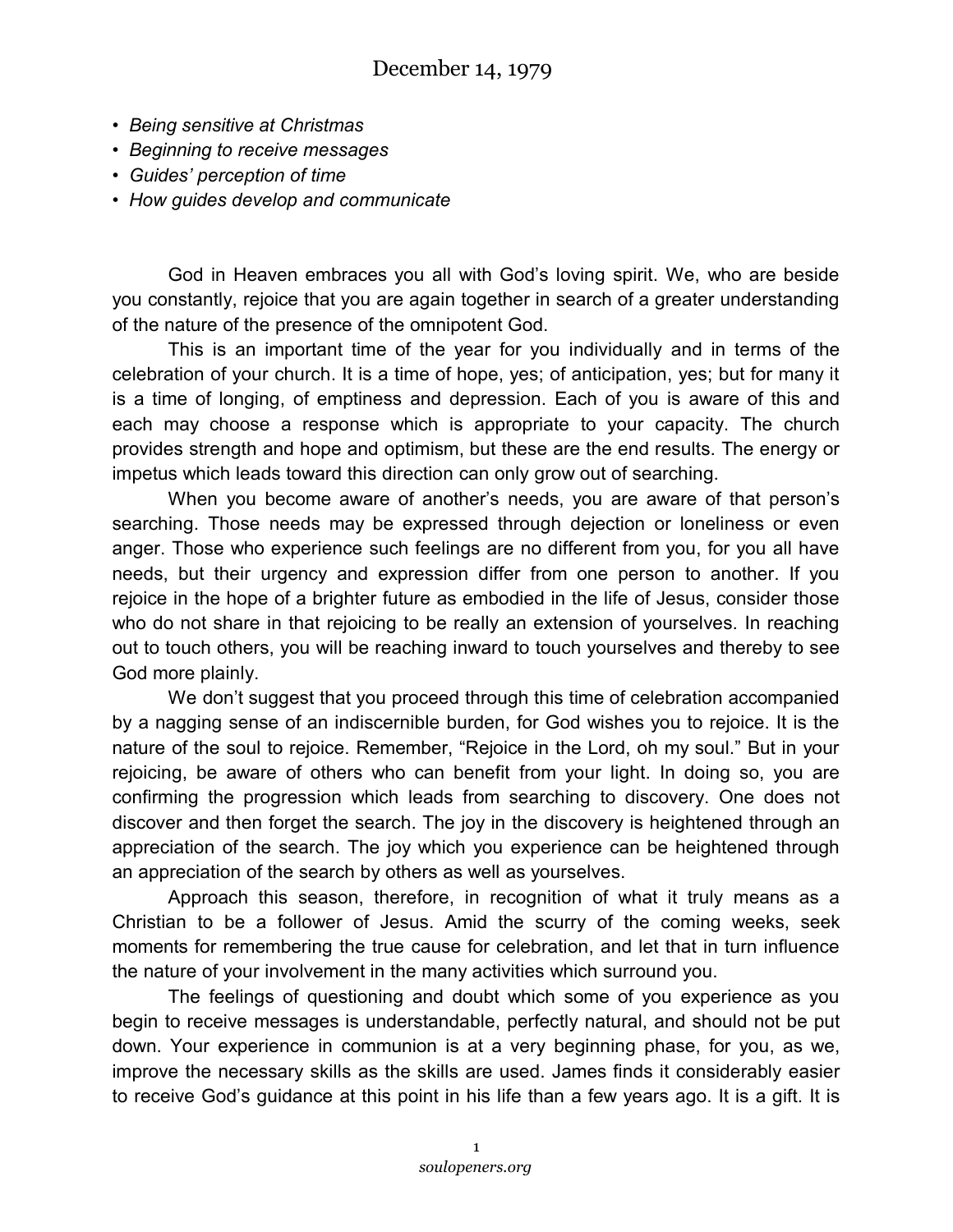# December 14, 1979

- *Being sensitive at Christmas*
- *Beginning to receive messages*
- *Guides' perception of time*
- *How guides develop and communicate*

God in Heaven embraces you all with God's loving spirit. We, who are beside you constantly, rejoice that you are again together in search of a greater understanding of the nature of the presence of the omnipotent God.

This is an important time of the year for you individually and in terms of the celebration of your church. It is a time of hope, yes; of anticipation, yes; but for many it is a time of longing, of emptiness and depression. Each of you is aware of this and each may choose a response which is appropriate to your capacity. The church provides strength and hope and optimism, but these are the end results. The energy or impetus which leads toward this direction can only grow out of searching.

When you become aware of another's needs, you are aware of that person's searching. Those needs may be expressed through dejection or loneliness or even anger. Those who experience such feelings are no different from you, for you all have needs, but their urgency and expression differ from one person to another. If you rejoice in the hope of a brighter future as embodied in the life of Jesus, consider those who do not share in that rejoicing to be really an extension of yourselves. In reaching out to touch others, you will be reaching inward to touch yourselves and thereby to see God more plainly.

We don't suggest that you proceed through this time of celebration accompanied by a nagging sense of an indiscernible burden, for God wishes you to rejoice. It is the nature of the soul to rejoice. Remember, "Rejoice in the Lord, oh my soul." But in your rejoicing, be aware of others who can benefit from your light. In doing so, you are confirming the progression which leads from searching to discovery. One does not discover and then forget the search. The joy in the discovery is heightened through an appreciation of the search. The joy which you experience can be heightened through an appreciation of the search by others as well as yourselves.

Approach this season, therefore, in recognition of what it truly means as a Christian to be a follower of Jesus. Amid the scurry of the coming weeks, seek moments for remembering the true cause for celebration, and let that in turn influence the nature of your involvement in the many activities which surround you.

The feelings of questioning and doubt which some of you experience as you begin to receive messages is understandable, perfectly natural, and should not be put down. Your experience in communion is at a very beginning phase, for you, as we, improve the necessary skills as the skills are used. James finds it considerably easier to receive God's guidance at this point in his life than a few years ago. It is a gift. It is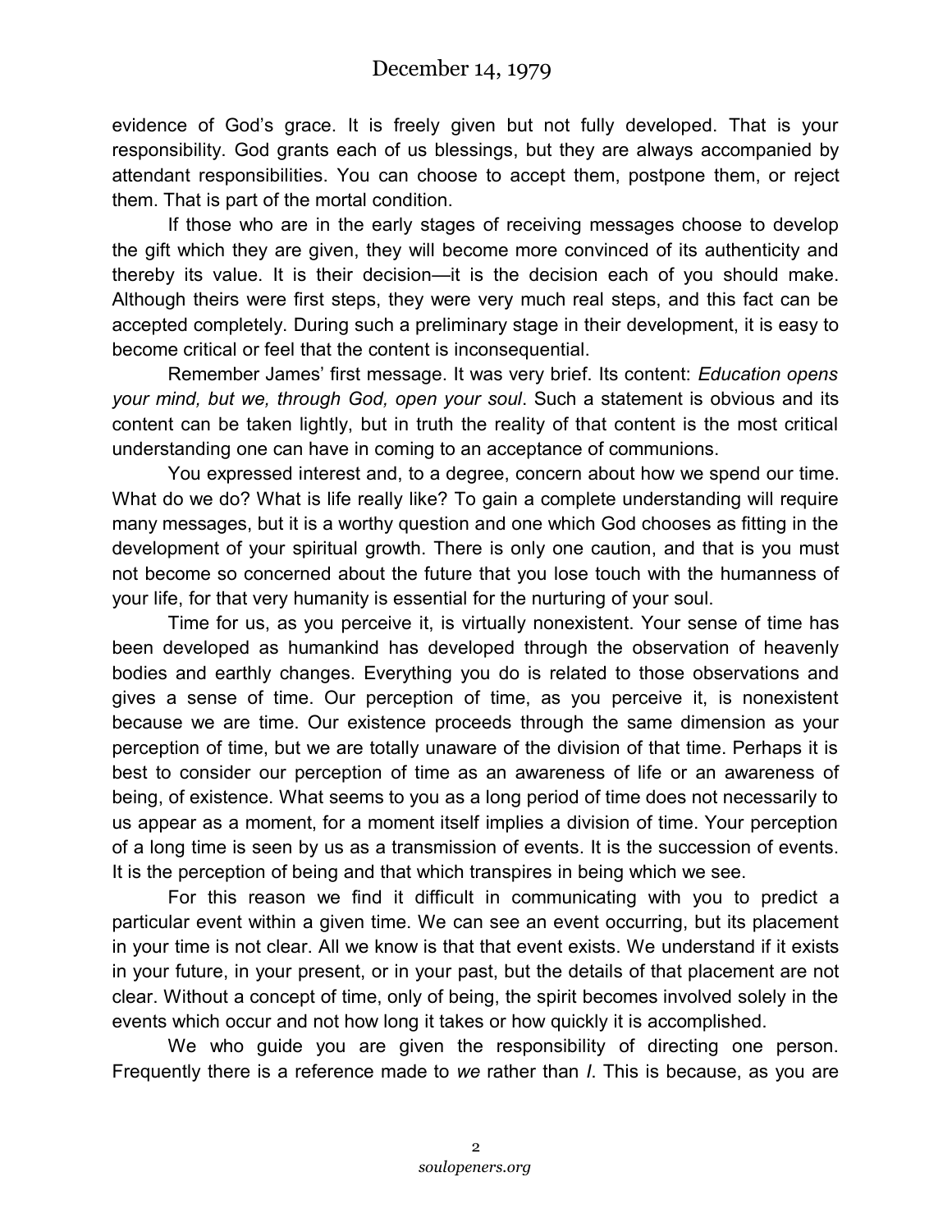evidence of God's grace. It is freely given but not fully developed. That is your responsibility. God grants each of us blessings, but they are always accompanied by attendant responsibilities. You can choose to accept them, postpone them, or reject them. That is part of the mortal condition.

If those who are in the early stages of receiving messages choose to develop the gift which they are given, they will become more convinced of its authenticity and thereby its value. It is their decision—it is the decision each of you should make. Although theirs were first steps, they were very much real steps, and this fact can be accepted completely. During such a preliminary stage in their development, it is easy to become critical or feel that the content is inconsequential.

Remember James' first message. It was very brief. Its content: *Education opens your mind, but we, through God, open your soul*. Such a statement is obvious and its content can be taken lightly, but in truth the reality of that content is the most critical understanding one can have in coming to an acceptance of communions.

You expressed interest and, to a degree, concern about how we spend our time. What do we do? What is life really like? To gain a complete understanding will require many messages, but it is a worthy question and one which God chooses as fitting in the development of your spiritual growth. There is only one caution, and that is you must not become so concerned about the future that you lose touch with the humanness of your life, for that very humanity is essential for the nurturing of your soul.

Time for us, as you perceive it, is virtually nonexistent. Your sense of time has been developed as humankind has developed through the observation of heavenly bodies and earthly changes. Everything you do is related to those observations and gives a sense of time. Our perception of time, as you perceive it, is nonexistent because we are time. Our existence proceeds through the same dimension as your perception of time, but we are totally unaware of the division of that time. Perhaps it is best to consider our perception of time as an awareness of life or an awareness of being, of existence. What seems to you as a long period of time does not necessarily to us appear as a moment, for a moment itself implies a division of time. Your perception of a long time is seen by us as a transmission of events. It is the succession of events. It is the perception of being and that which transpires in being which we see.

For this reason we find it difficult in communicating with you to predict a particular event within a given time. We can see an event occurring, but its placement in your time is not clear. All we know is that that event exists. We understand if it exists in your future, in your present, or in your past, but the details of that placement are not clear. Without a concept of time, only of being, the spirit becomes involved solely in the events which occur and not how long it takes or how quickly it is accomplished.

We who guide you are given the responsibility of directing one person. Frequently there is a reference made to *we* rather than *I*. This is because, as you are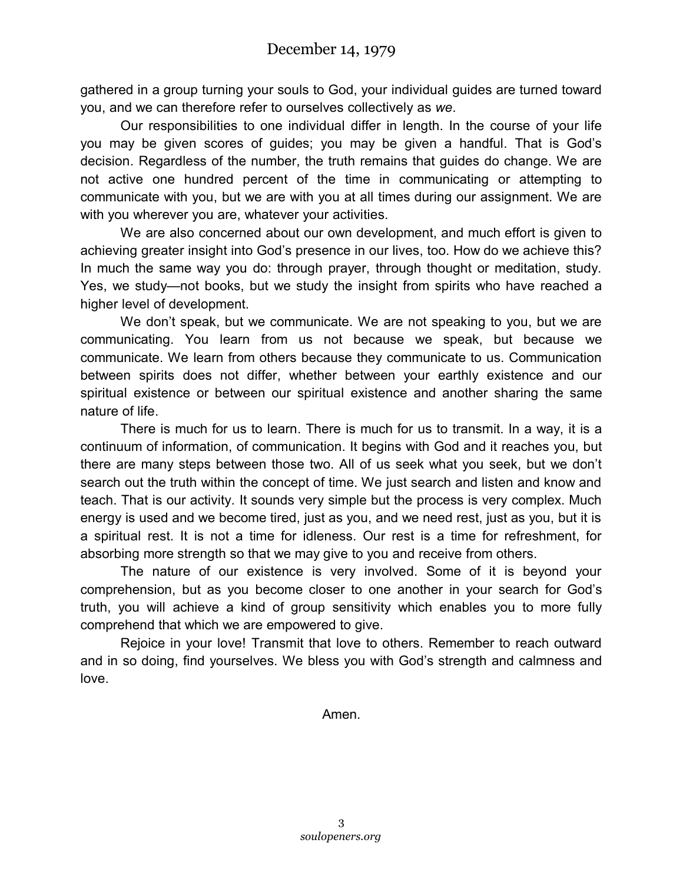gathered in a group turning your souls to God, your individual guides are turned toward you, and we can therefore refer to ourselves collectively as *we*.

Our responsibilities to one individual differ in length. In the course of your life you may be given scores of guides; you may be given a handful. That is God's decision. Regardless of the number, the truth remains that guides do change. We are not active one hundred percent of the time in communicating or attempting to communicate with you, but we are with you at all times during our assignment. We are with you wherever you are, whatever your activities.

We are also concerned about our own development, and much effort is given to achieving greater insight into God's presence in our lives, too. How do we achieve this? In much the same way you do: through prayer, through thought or meditation, study. Yes, we study—not books, but we study the insight from spirits who have reached a higher level of development.

We don't speak, but we communicate. We are not speaking to you, but we are communicating. You learn from us not because we speak, but because we communicate. We learn from others because they communicate to us. Communication between spirits does not differ, whether between your earthly existence and our spiritual existence or between our spiritual existence and another sharing the same nature of life.

There is much for us to learn. There is much for us to transmit. In a way, it is a continuum of information, of communication. It begins with God and it reaches you, but there are many steps between those two. All of us seek what you seek, but we don't search out the truth within the concept of time. We just search and listen and know and teach. That is our activity. It sounds very simple but the process is very complex. Much energy is used and we become tired, just as you, and we need rest, just as you, but it is a spiritual rest. It is not a time for idleness. Our rest is a time for refreshment, for absorbing more strength so that we may give to you and receive from others.

The nature of our existence is very involved. Some of it is beyond your comprehension, but as you become closer to one another in your search for God's truth, you will achieve a kind of group sensitivity which enables you to more fully comprehend that which we are empowered to give.

Rejoice in your love! Transmit that love to others. Remember to reach outward and in so doing, find yourselves. We bless you with God's strength and calmness and love.

Amen.